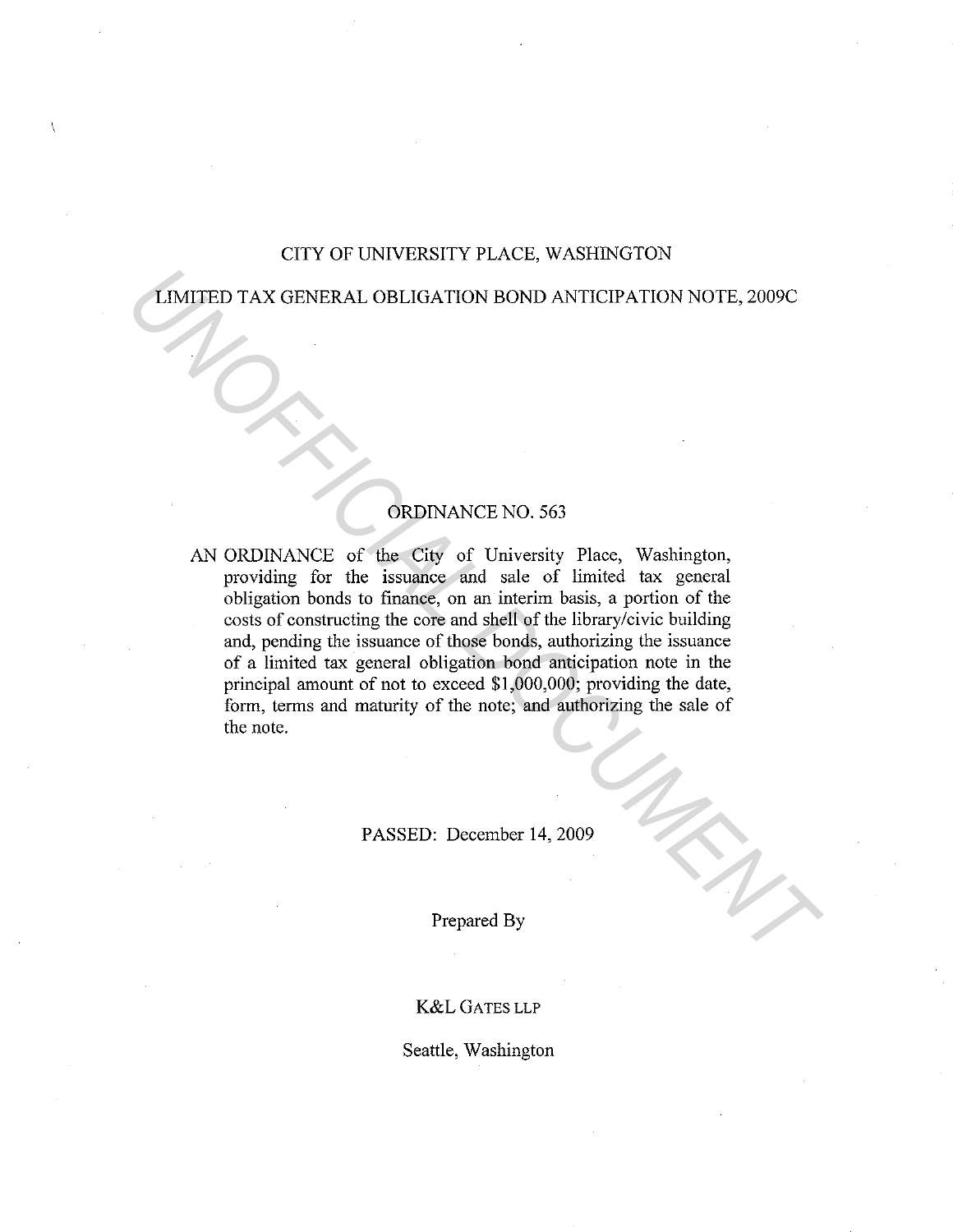CITY OF UNIVERSITY PLACE, WASHINGTON

LIMITED TAX GENERAL OBLIGATION BOND ANTICIPATION NOTE, 2009C

ORDINANCE NO. 563

AN ORDINANCE of the City of University Place, Washington, providing for the issuance and sale of limited tax general obligation bonds to finance, on an interim basis, a portion of the costs of constructing the core and shell of the library/civic building and, pending the issuance of those bonds, authorizing the issuance of a limited tax general obligation bond anticipation note in the principal amount of not to exceed $1,000,000; providing the date, form, terms and maturity of the note; and authorizing the sale of the note.

PASSED: December 14, 2009

Prepared By

K&L GATES LLP

Seattle, Washington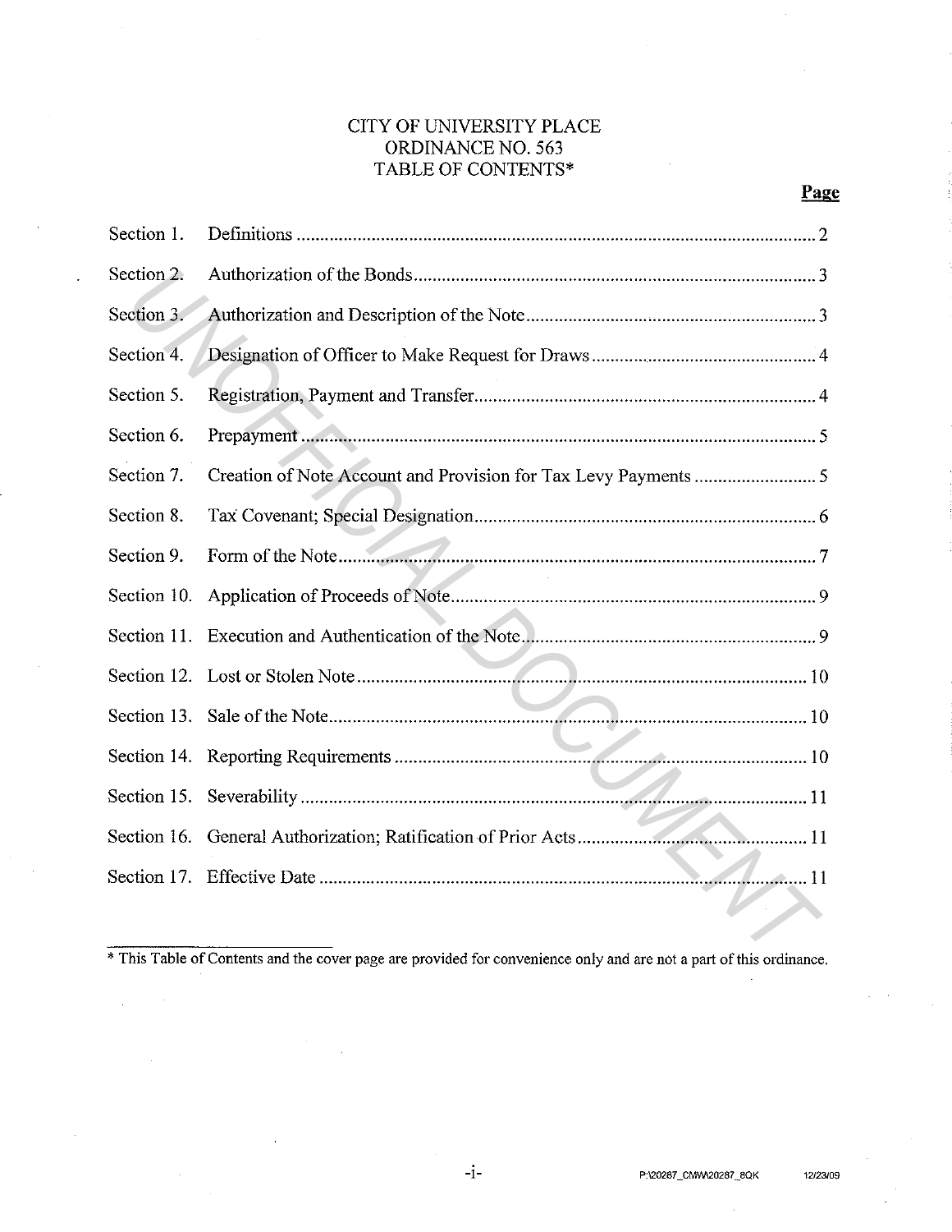CITY OF UNIVERSITY PLACE
ORDINANCE NO. 563
TABLE OF CONTENTS*

| | | Page |
|---|---|---|
| Section 1. | Definitions | 2 |
| Section 2. | Authorization of the Bonds | 3 |
| Section 3. | Authorization and Description of the Note | 3 |
| Section 4. | Designation of Officer to Make Request for Draws | 4 |
| Section 5. | Registration, Payment and Transfer | 4 |
| Section 6. | Prepayment | 5 |
| Section 7. | Creation of Note Account and Provision for Tax Levy Payments | 5 |
| Section 8. | Tax Covenant; Special Designation | 6 |
| Section 9. | Form of the Note | 7 |
| Section 10. | Application of Proceeds of Note | 9 |
| Section 11. | Execution and Authentication of the Note | 9 |
| Section 12. | Lost or Stolen Note | 10 |
| Section 13. | Sale of the Note | 10 |
| Section 14. | Reporting Requirements | 10 |
| Section 15. | Severability | 11 |
| Section 16. | General Authorization; Ratification of Prior Acts | 11 |
| Section 17. | Effective Date | 11 |

* This Table of Contents and the cover page are provided for convenience only and are not a part of this ordinance.

P:\20287_CMW\20287_8QK 12/23/09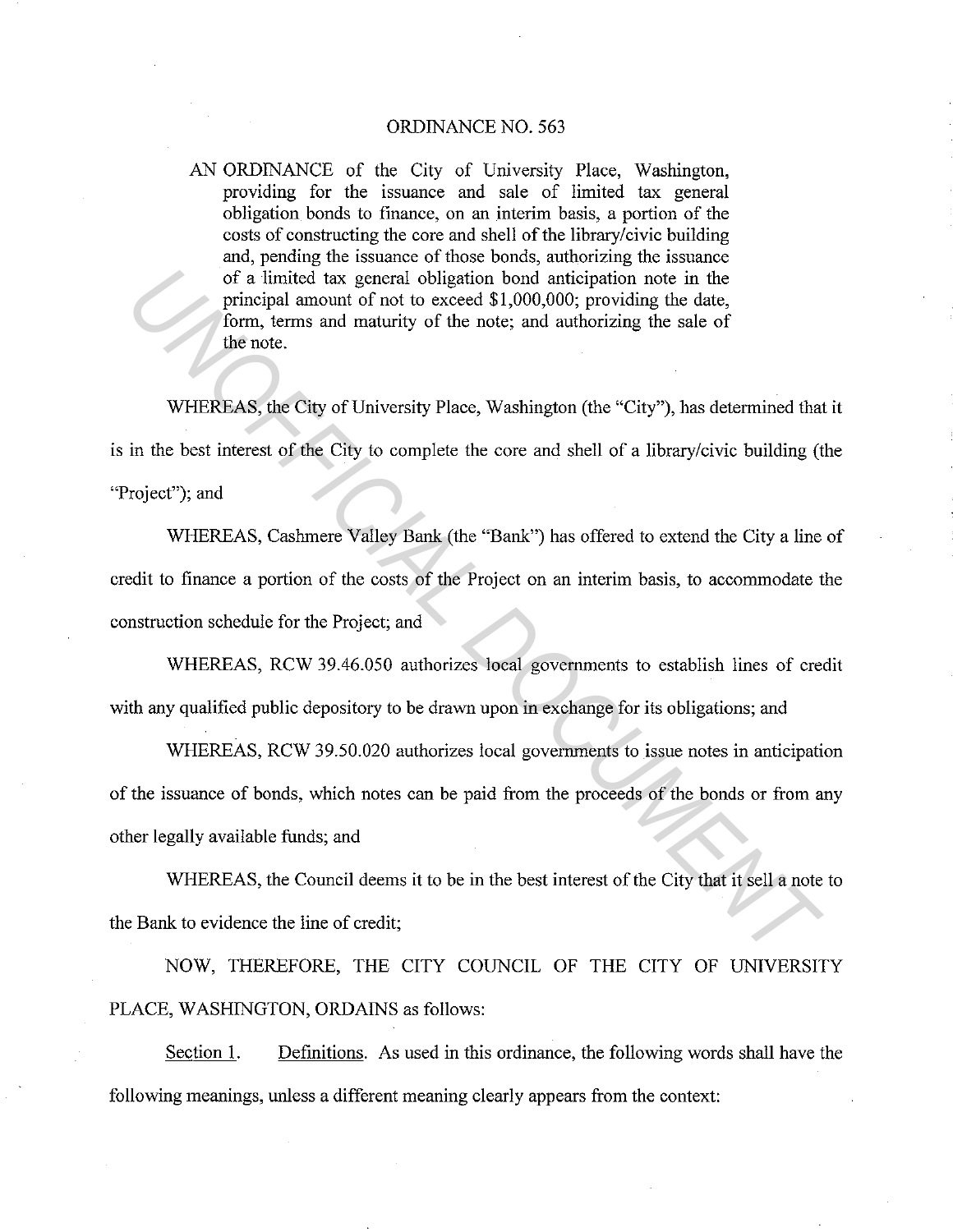ORDINANCE NO. 563

AN ORDINANCE of the City of University Place, Washington, providing for the issuance and sale of limited tax general obligation bonds to finance, on an interim basis, a portion of the costs of constructing the core and shell of the library/civic building and, pending the issuance of those bonds, authorizing the issuance of a limited tax general obligation bond anticipation note in the principal amount of not to exceed $1,000,000; providing the date, form, terms and maturity of the note; and authorizing the sale of the note.

WHEREAS, the City of University Place, Washington (the "City"), has determined that it is in the best interest of the City to complete the core and shell of a library/civic building (the "Project"); and

WHEREAS, Cashmere Valley Bank (the "Bank") has offered to extend the City a line of credit to finance a portion of the costs of the Project on an interim basis, to accommodate the construction schedule for the Project; and

WHEREAS, RCW 39.46.050 authorizes local governments to establish lines of credit with any qualified public depository to be drawn upon in exchange for its obligations; and

WHEREAS, RCW 39.50.020 authorizes local governments to issue notes in anticipation of the issuance of bonds, which notes can be paid from the proceeds of the bonds or from any other legally available funds; and

WHEREAS, the Council deems it to be in the best interest of the City that it sell a note to the Bank to evidence the line of credit;

NOW, THEREFORE, THE CITY COUNCIL OF THE CITY OF UNIVERSITY PLACE, WASHINGTON, ORDAINS as follows:

Section 1. Definitions. As used in this ordinance, the following words shall have the following meanings, unless a different meaning clearly appears from the context: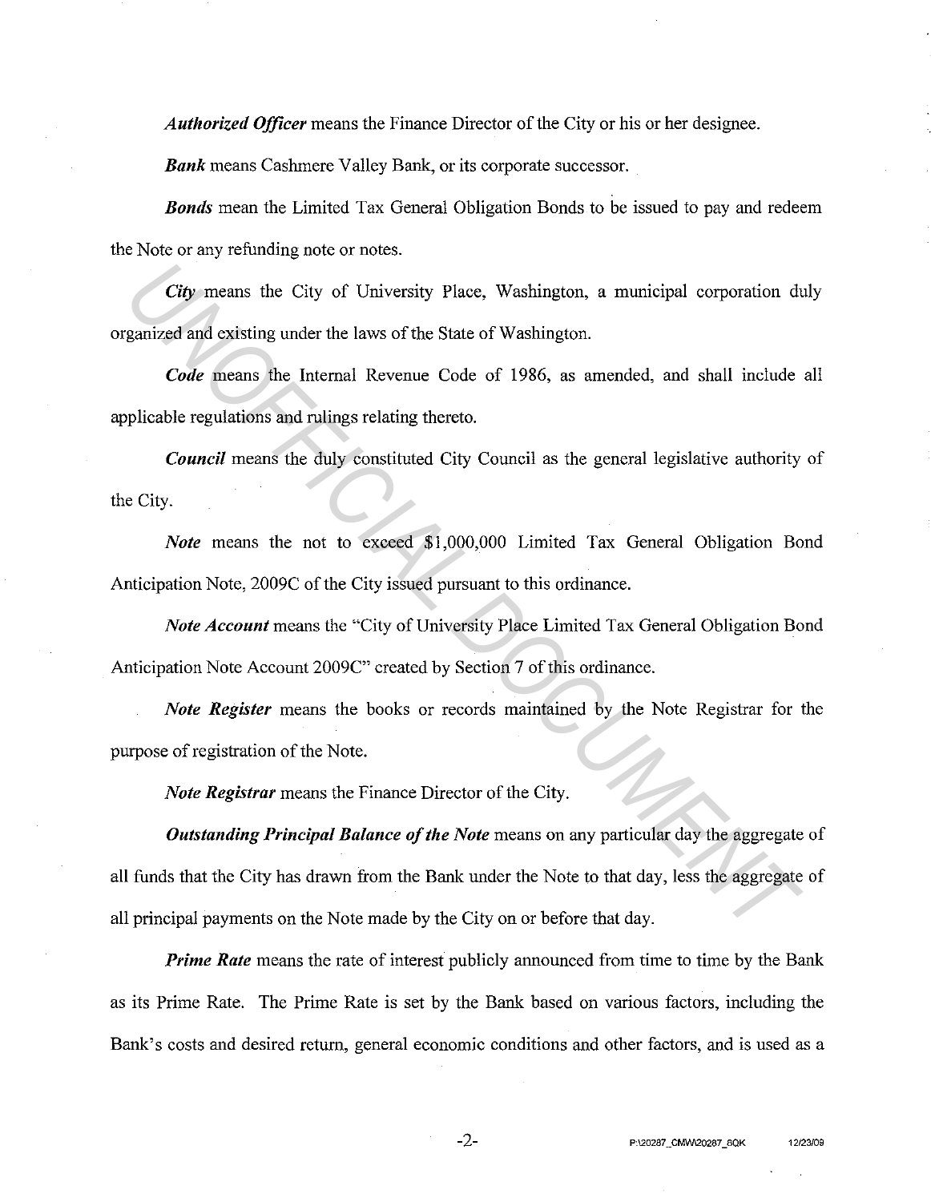***Authorized Officer*** means the Finance Director of the City or his or her designee.

***Bank*** means Cashmere Valley Bank, or its corporate successor.

***Bonds*** mean the Limited Tax General Obligation Bonds to be issued to pay and redeem the Note or any refunding note or notes.

***City*** means the City of University Place, Washington, a municipal corporation duly organized and existing under the laws of the State of Washington.

***Code*** means the Internal Revenue Code of 1986, as amended, and shall include all applicable regulations and rulings relating thereto.

***Council*** means the duly constituted City Council as the general legislative authority of the City.

***Note*** means the not to exceed $1,000,000 Limited Tax General Obligation Bond Anticipation Note, 2009C of the City issued pursuant to this ordinance.

***Note Account*** means the "City of University Place Limited Tax General Obligation Bond Anticipation Note Account 2009C" created by Section 7 of this ordinance.

***Note Register*** means the books or records maintained by the Note Registrar for the purpose of registration of the Note.

***Note Registrar*** means the Finance Director of the City.

***Outstanding Principal Balance of the Note*** means on any particular day the aggregate of all funds that the City has drawn from the Bank under the Note to that day, less the aggregate of all principal payments on the Note made by the City on or before that day.

***Prime Rate*** means the rate of interest publicly announced from time to time by the Bank as its Prime Rate. The Prime Rate is set by the Bank based on various factors, including the Bank's costs and desired return, general economic conditions and other factors, and is used as a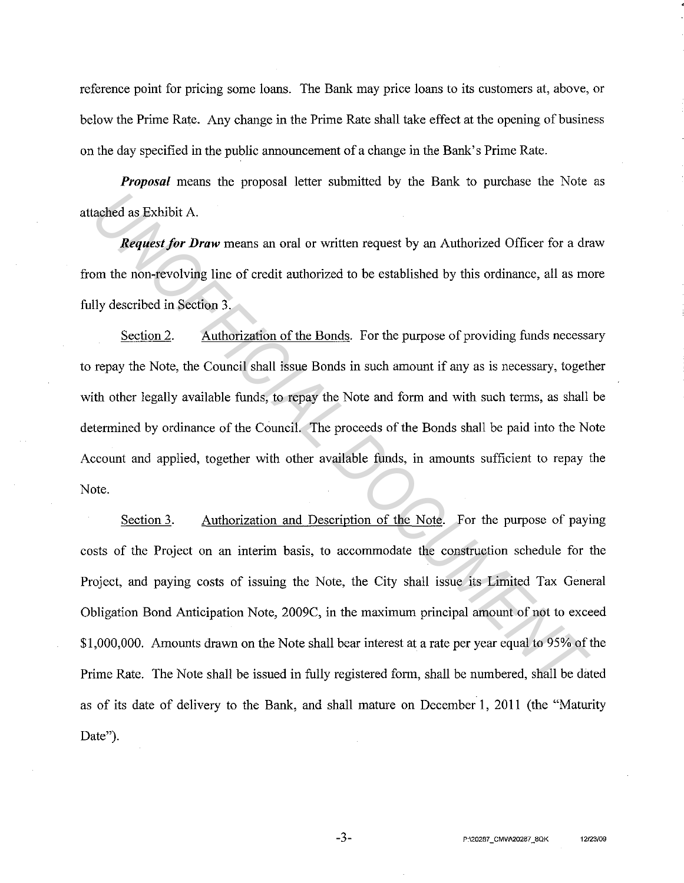reference point for pricing some loans. The Bank may price loans to its customers at, above, or below the Prime Rate. Any change in the Prime Rate shall take effect at the opening of business on the day specified in the public announcement of a change in the Bank's Prime Rate.

***Proposal*** means the proposal letter submitted by the Bank to purchase the Note as attached as Exhibit A.

***Request for Draw*** means an oral or written request by an Authorized Officer for a draw from the non-revolving line of credit authorized to be established by this ordinance, all as more fully described in Section 3.

Section 2. Authorization of the Bonds. For the purpose of providing funds necessary to repay the Note, the Council shall issue Bonds in such amount if any as is necessary, together with other legally available funds, to repay the Note and form and with such terms, as shall be determined by ordinance of the Council. The proceeds of the Bonds shall be paid into the Note Account and applied, together with other available funds, in amounts sufficient to repay the Note.

Section 3. Authorization and Description of the Note. For the purpose of paying costs of the Project on an interim basis, to accommodate the construction schedule for the Project, and paying costs of issuing the Note, the City shall issue its Limited Tax General Obligation Bond Anticipation Note, 2009C, in the maximum principal amount of not to exceed $1,000,000. Amounts drawn on the Note shall bear interest at a rate per year equal to 95% of the Prime Rate. The Note shall be issued in fully registered form, shall be numbered, shall be dated as of its date of delivery to the Bank, and shall mature on December 1, 2011 (the "Maturity Date").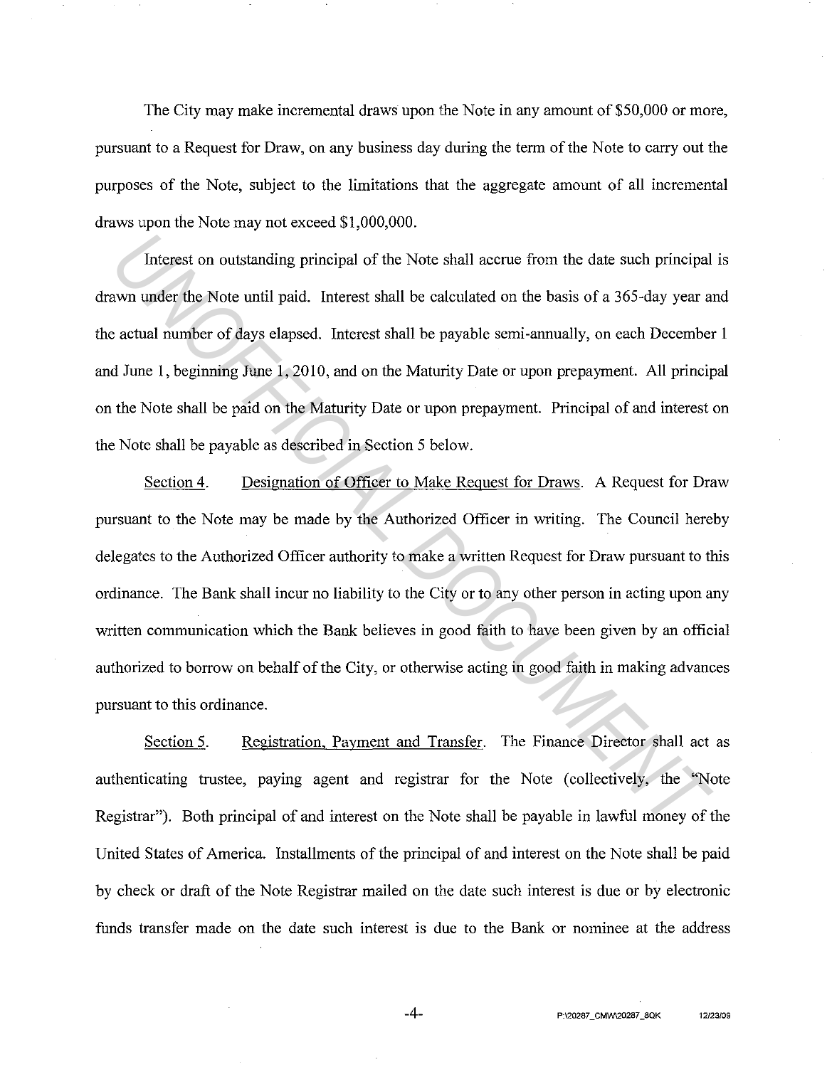The City may make incremental draws upon the Note in any amount of $50,000 or more, pursuant to a Request for Draw, on any business day during the term of the Note to carry out the purposes of the Note, subject to the limitations that the aggregate amount of all incremental draws upon the Note may not exceed $1,000,000.

Interest on outstanding principal of the Note shall accrue from the date such principal is drawn under the Note until paid. Interest shall be calculated on the basis of a 365-day year and the actual number of days elapsed. Interest shall be payable semi-annually, on each December 1 and June 1, beginning June 1, 2010, and on the Maturity Date or upon prepayment. All principal on the Note shall be paid on the Maturity Date or upon prepayment. Principal of and interest on the Note shall be payable as described in Section 5 below.

Section 4. Designation of Officer to Make Request for Draws. A Request for Draw pursuant to the Note may be made by the Authorized Officer in writing. The Council hereby delegates to the Authorized Officer authority to make a written Request for Draw pursuant to this ordinance. The Bank shall incur no liability to the City or to any other person in acting upon any written communication which the Bank believes in good faith to have been given by an official authorized to borrow on behalf of the City, or otherwise acting in good faith in making advances pursuant to this ordinance.

Section 5. Registration, Payment and Transfer. The Finance Director shall act as authenticating trustee, paying agent and registrar for the Note (collectively, the "Note Registrar"). Both principal of and interest on the Note shall be payable in lawful money of the United States of America. Installments of the principal of and interest on the Note shall be paid by check or draft of the Note Registrar mailed on the date such interest is due or by electronic funds transfer made on the date such interest is due to the Bank or nominee at the address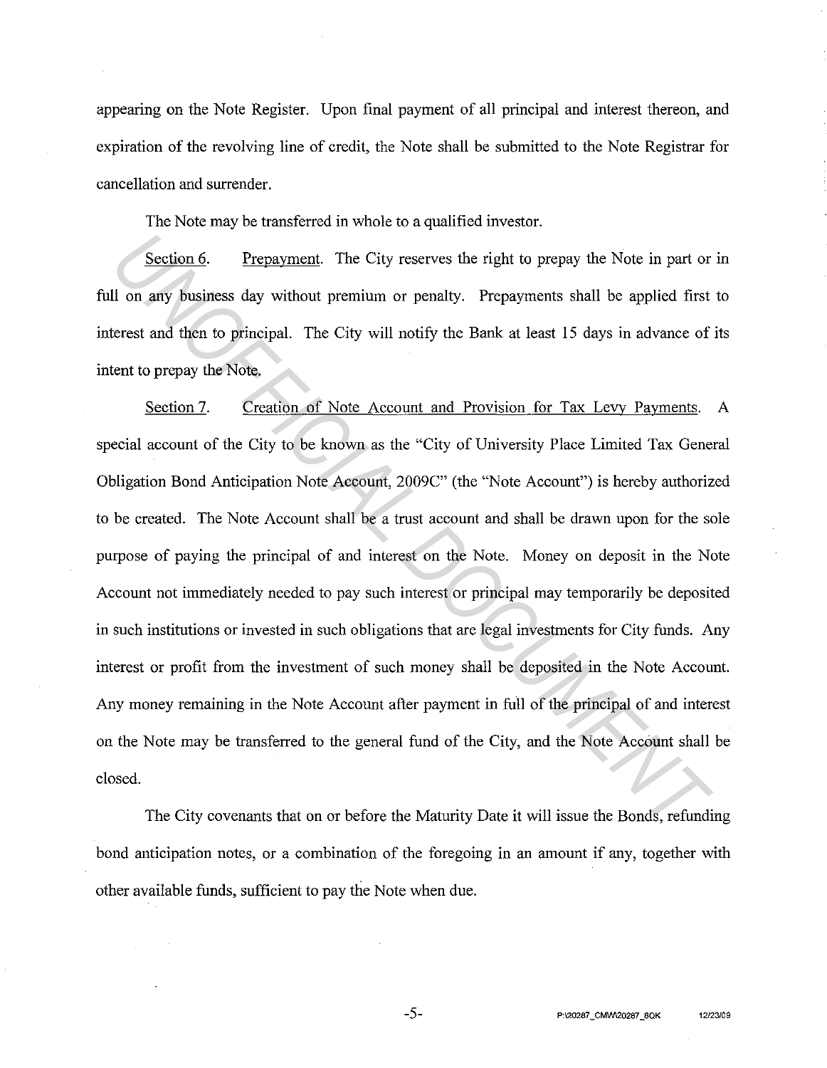appearing on the Note Register. Upon final payment of all principal and interest thereon, and expiration of the revolving line of credit, the Note shall be submitted to the Note Registrar for cancellation and surrender.

The Note may be transferred in whole to a qualified investor.

Section 6. Prepayment. The City reserves the right to prepay the Note in part or in full on any business day without premium or penalty. Prepayments shall be applied first to interest and then to principal. The City will notify the Bank at least 15 days in advance of its intent to prepay the Note.

Section 7. Creation of Note Account and Provision for Tax Levy Payments. A special account of the City to be known as the "City of University Place Limited Tax General Obligation Bond Anticipation Note Account, 2009C" (the "Note Account") is hereby authorized to be created. The Note Account shall be a trust account and shall be drawn upon for the sole purpose of paying the principal of and interest on the Note. Money on deposit in the Note Account not immediately needed to pay such interest or principal may temporarily be deposited in such institutions or invested in such obligations that are legal investments for City funds. Any interest or profit from the investment of such money shall be deposited in the Note Account. Any money remaining in the Note Account after payment in full of the principal of and interest on the Note may be transferred to the general fund of the City, and the Note Account shall be closed.

The City covenants that on or before the Maturity Date it will issue the Bonds, refunding bond anticipation notes, or a combination of the foregoing in an amount if any, together with other available funds, sufficient to pay the Note when due.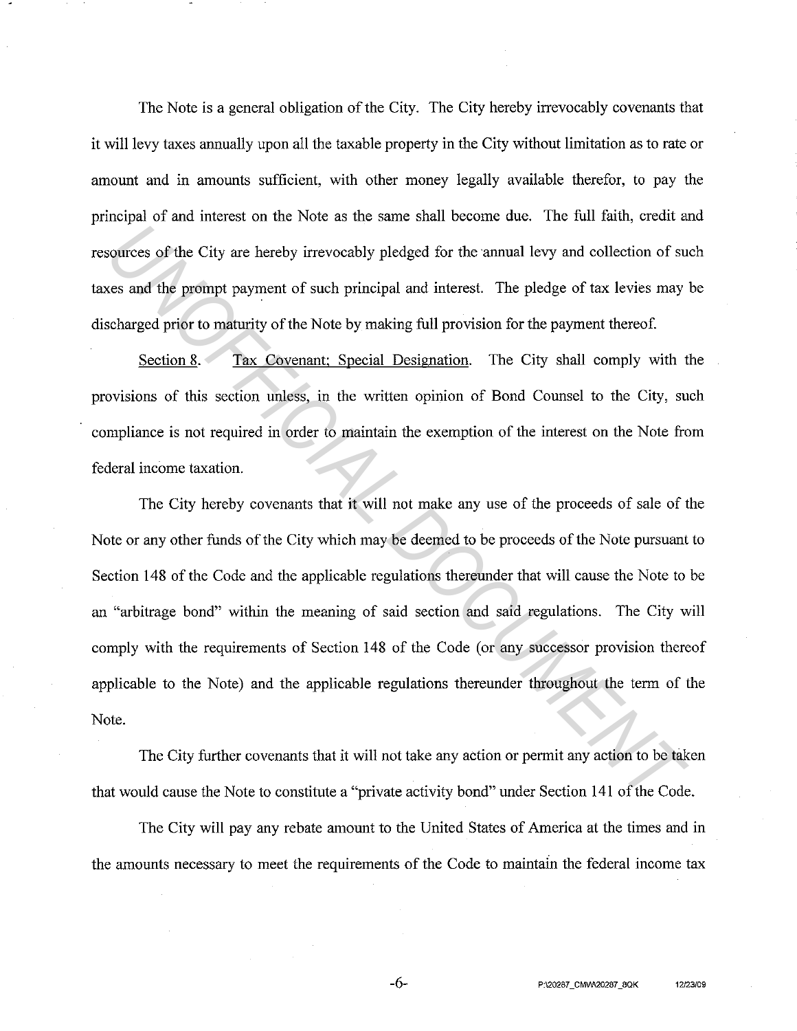The Note is a general obligation of the City. The City hereby irrevocably covenants that it will levy taxes annually upon all the taxable property in the City without limitation as to rate or amount and in amounts sufficient, with other money legally available therefor, to pay the principal of and interest on the Note as the same shall become due. The full faith, credit and resources of the City are hereby irrevocably pledged for the annual levy and collection of such taxes and the prompt payment of such principal and interest. The pledge of tax levies may be discharged prior to maturity of the Note by making full provision for the payment thereof.

Section 8. Tax Covenant; Special Designation. The City shall comply with the provisions of this section unless, in the written opinion of Bond Counsel to the City, such compliance is not required in order to maintain the exemption of the interest on the Note from federal income taxation.

The City hereby covenants that it will not make any use of the proceeds of sale of the Note or any other funds of the City which may be deemed to be proceeds of the Note pursuant to Section 148 of the Code and the applicable regulations thereunder that will cause the Note to be an "arbitrage bond" within the meaning of said section and said regulations. The City will comply with the requirements of Section 148 of the Code (or any successor provision thereof applicable to the Note) and the applicable regulations thereunder throughout the term of the Note.

The City further covenants that it will not take any action or permit any action to be taken that would cause the Note to constitute a "private activity bond" under Section 141 of the Code.

The City will pay any rebate amount to the United States of America at the times and in the amounts necessary to meet the requirements of the Code to maintain the federal income tax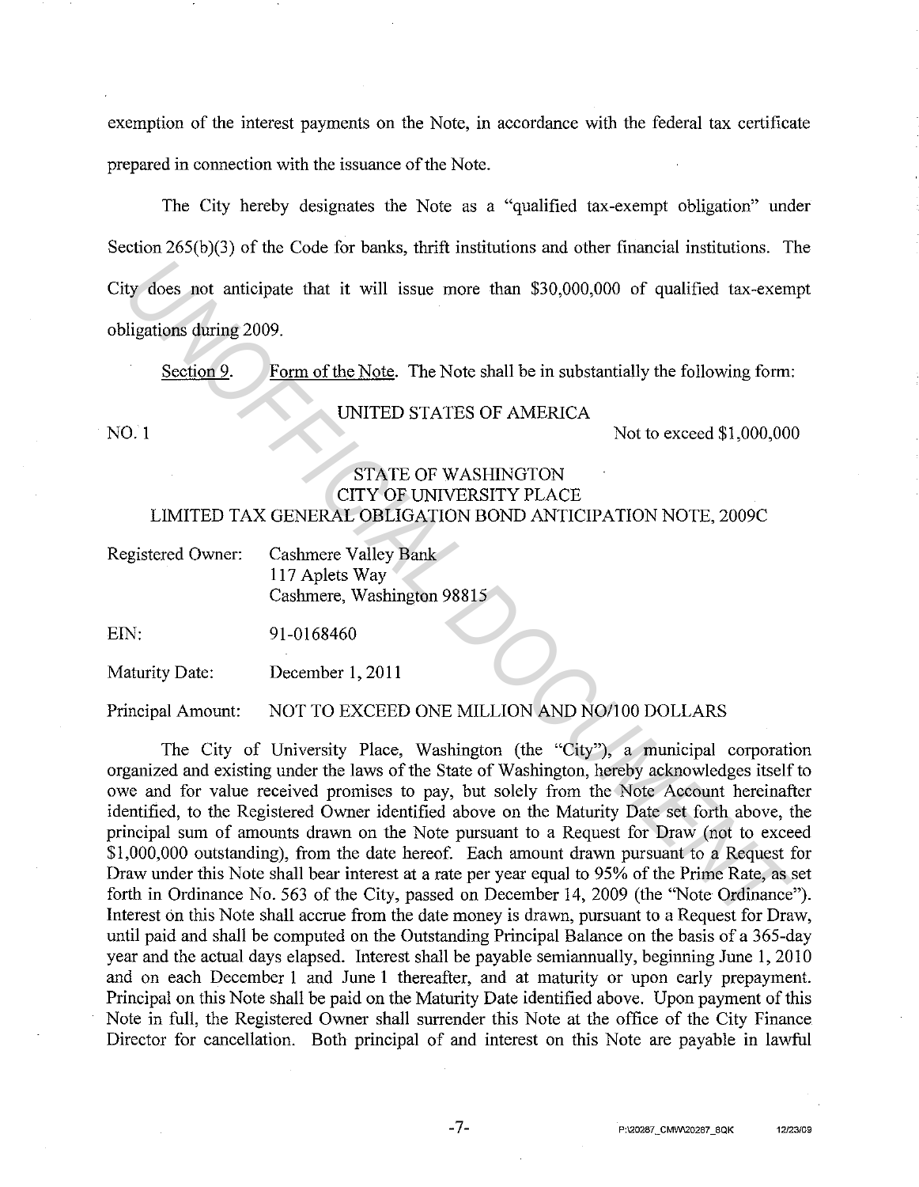exemption of the interest payments on the Note, in accordance with the federal tax certificate prepared in connection with the issuance of the Note.

The City hereby designates the Note as a "qualified tax-exempt obligation" under Section 265(b)(3) of the Code for banks, thrift institutions and other financial institutions. The City does not anticipate that it will issue more than $30,000,000 of qualified tax-exempt obligations during 2009.

Section 9. Form of the Note. The Note shall be in substantially the following form:

UNITED STATES OF AMERICA

NO. 1 Not to exceed $1,000,000

STATE OF WASHINGTON
CITY OF UNIVERSITY PLACE
LIMITED TAX GENERAL OBLIGATION BOND ANTICIPATION NOTE, 2009C

Registered Owner: Cashmere Valley Bank
117 Aplets Way
Cashmere, Washington 98815

EIN: 91-0168460

Maturity Date: December 1, 2011

Principal Amount: NOT TO EXCEED ONE MILLION AND NO/100 DOLLARS

The City of University Place, Washington (the "City"), a municipal corporation organized and existing under the laws of the State of Washington, hereby acknowledges itself to owe and for value received promises to pay, but solely from the Note Account hereinafter identified, to the Registered Owner identified above on the Maturity Date set forth above, the principal sum of amounts drawn on the Note pursuant to a Request for Draw (not to exceed $1,000,000 outstanding), from the date hereof. Each amount drawn pursuant to a Request for Draw under this Note shall bear interest at a rate per year equal to 95% of the Prime Rate, as set forth in Ordinance No. 563 of the City, passed on December 14, 2009 (the "Note Ordinance"). Interest on this Note shall accrue from the date money is drawn, pursuant to a Request for Draw, until paid and shall be computed on the Outstanding Principal Balance on the basis of a 365-day year and the actual days elapsed. Interest shall be payable semiannually, beginning June 1, 2010 and on each December 1 and June 1 thereafter, and at maturity or upon early prepayment. Principal on this Note shall be paid on the Maturity Date identified above. Upon payment of this Note in full, the Registered Owner shall surrender this Note at the office of the City Finance Director for cancellation. Both principal of and interest on this Note are payable in lawful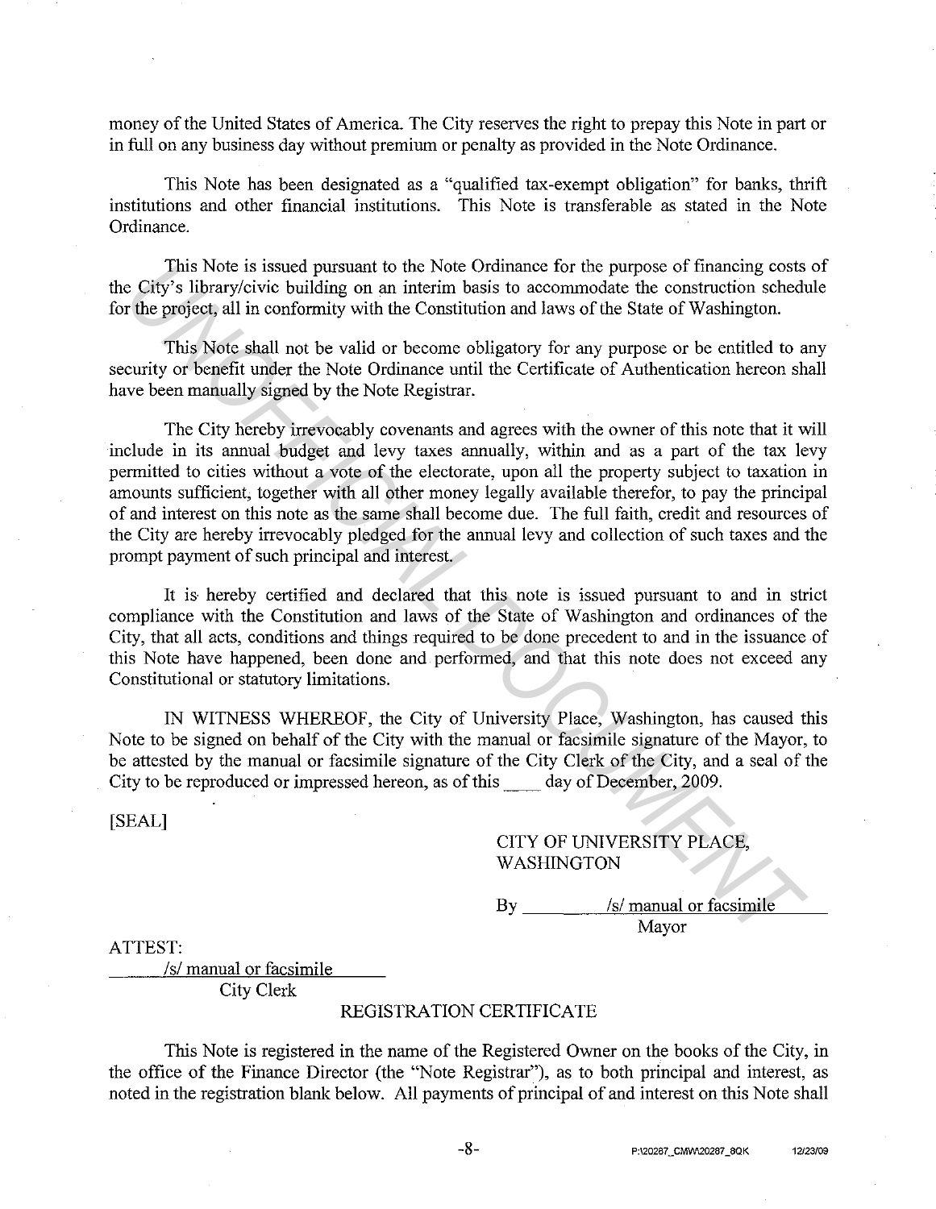money of the United States of America. The City reserves the right to prepay this Note in part or in full on any business day without premium or penalty as provided in the Note Ordinance.

This Note has been designated as a "qualified tax-exempt obligation" for banks, thrift institutions and other financial institutions. This Note is transferable as stated in the Note Ordinance.

This Note is issued pursuant to the Note Ordinance for the purpose of financing costs of the City's library/civic building on an interim basis to accommodate the construction schedule for the project, all in conformity with the Constitution and laws of the State of Washington.

This Note shall not be valid or become obligatory for any purpose or be entitled to any security or benefit under the Note Ordinance until the Certificate of Authentication hereon shall have been manually signed by the Note Registrar.

The City hereby irrevocably covenants and agrees with the owner of this note that it will include in its annual budget and levy taxes annually, within and as a part of the tax levy permitted to cities without a vote of the electorate, upon all the property subject to taxation in amounts sufficient, together with all other money legally available therefor, to pay the principal of and interest on this note as the same shall become due. The full faith, credit and resources of the City are hereby irrevocably pledged for the annual levy and collection of such taxes and the prompt payment of such principal and interest.

It is hereby certified and declared that this note is issued pursuant to and in strict compliance with the Constitution and laws of the State of Washington and ordinances of the City, that all acts, conditions and things required to be done precedent to and in the issuance of this Note have happened, been done and performed, and that this note does not exceed any Constitutional or statutory limitations.

IN WITNESS WHEREOF, the City of University Place, Washington, has caused this Note to be signed on behalf of the City with the manual or facsimile signature of the Mayor, to be attested by the manual or facsimile signature of the City Clerk of the City, and a seal of the City to be reproduced or impressed hereon, as of this ____ day of December, 2009.

[SEAL]

CITY OF UNIVERSITY PLACE,
WASHINGTON

By /s/ manual or facsimile
Mayor

ATTEST:

/s/ manual or facsimile
City Clerk

REGISTRATION CERTIFICATE

This Note is registered in the name of the Registered Owner on the books of the City, in the office of the Finance Director (the "Note Registrar"), as to both principal and interest, as noted in the registration blank below. All payments of principal of and interest on this Note shall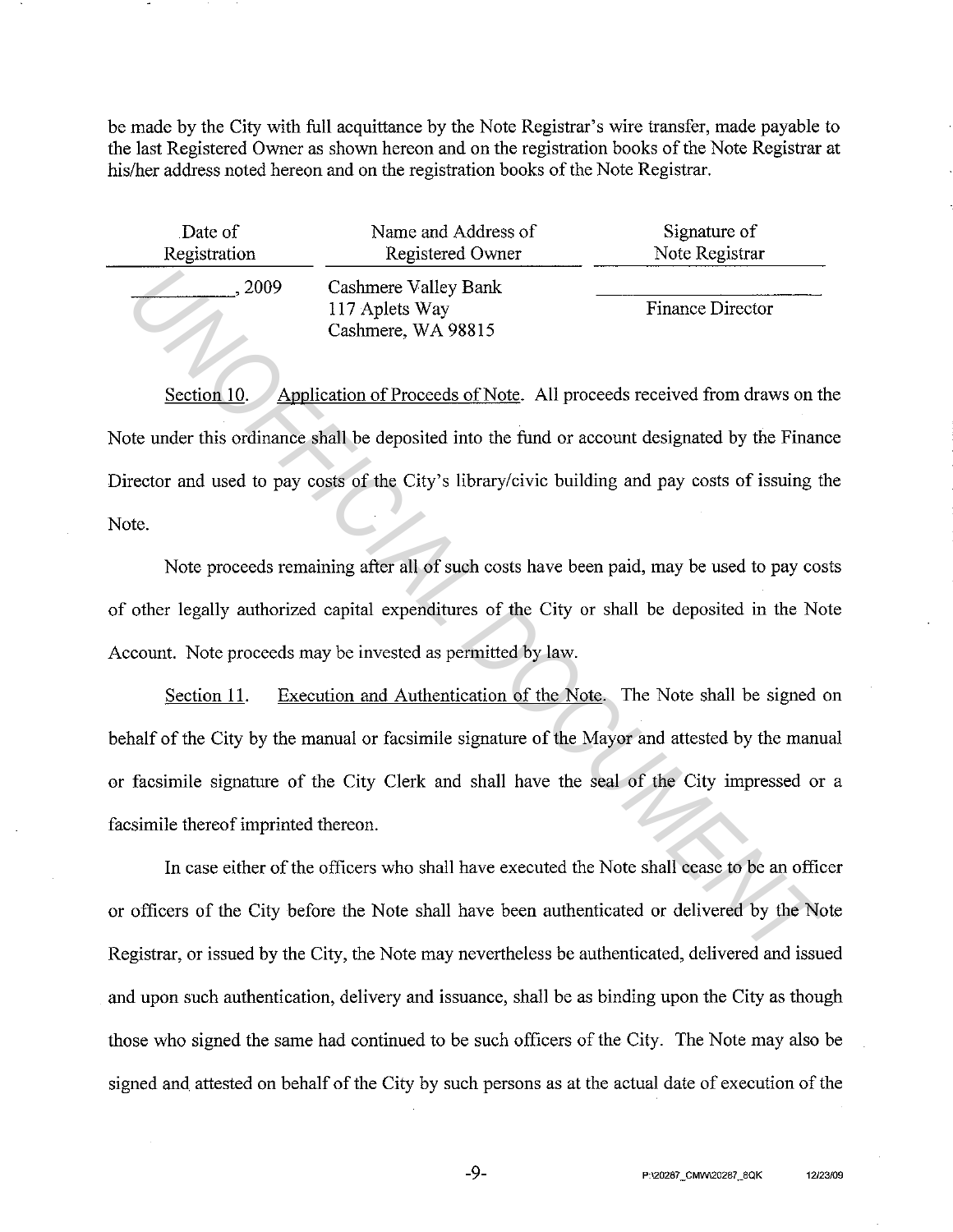be made by the City with full acquittance by the Note Registrar's wire transfer, made payable to the last Registered Owner as shown hereon and on the registration books of the Note Registrar at his/her address noted hereon and on the registration books of the Note Registrar.

| Date of Registration | Name and Address of Registered Owner | Signature of Note Registrar |
|---|---|---|
| ________, 2009 | Cashmere Valley Bank<br>117 Aplets Way<br>Cashmere, WA 98815 | ____________________<br>Finance Director |

Section 10. Application of Proceeds of Note. All proceeds received from draws on the Note under this ordinance shall be deposited into the fund or account designated by the Finance Director and used to pay costs of the City's library/civic building and pay costs of issuing the Note.

Note proceeds remaining after all of such costs have been paid, may be used to pay costs of other legally authorized capital expenditures of the City or shall be deposited in the Note Account. Note proceeds may be invested as permitted by law.

Section 11. Execution and Authentication of the Note. The Note shall be signed on behalf of the City by the manual or facsimile signature of the Mayor and attested by the manual or facsimile signature of the City Clerk and shall have the seal of the City impressed or a facsimile thereof imprinted thereon.

In case either of the officers who shall have executed the Note shall cease to be an officer or officers of the City before the Note shall have been authenticated or delivered by the Note Registrar, or issued by the City, the Note may nevertheless be authenticated, delivered and issued and upon such authentication, delivery and issuance, shall be as binding upon the City as though those who signed the same had continued to be such officers of the City. The Note may also be signed and attested on behalf of the City by such persons as at the actual date of execution of the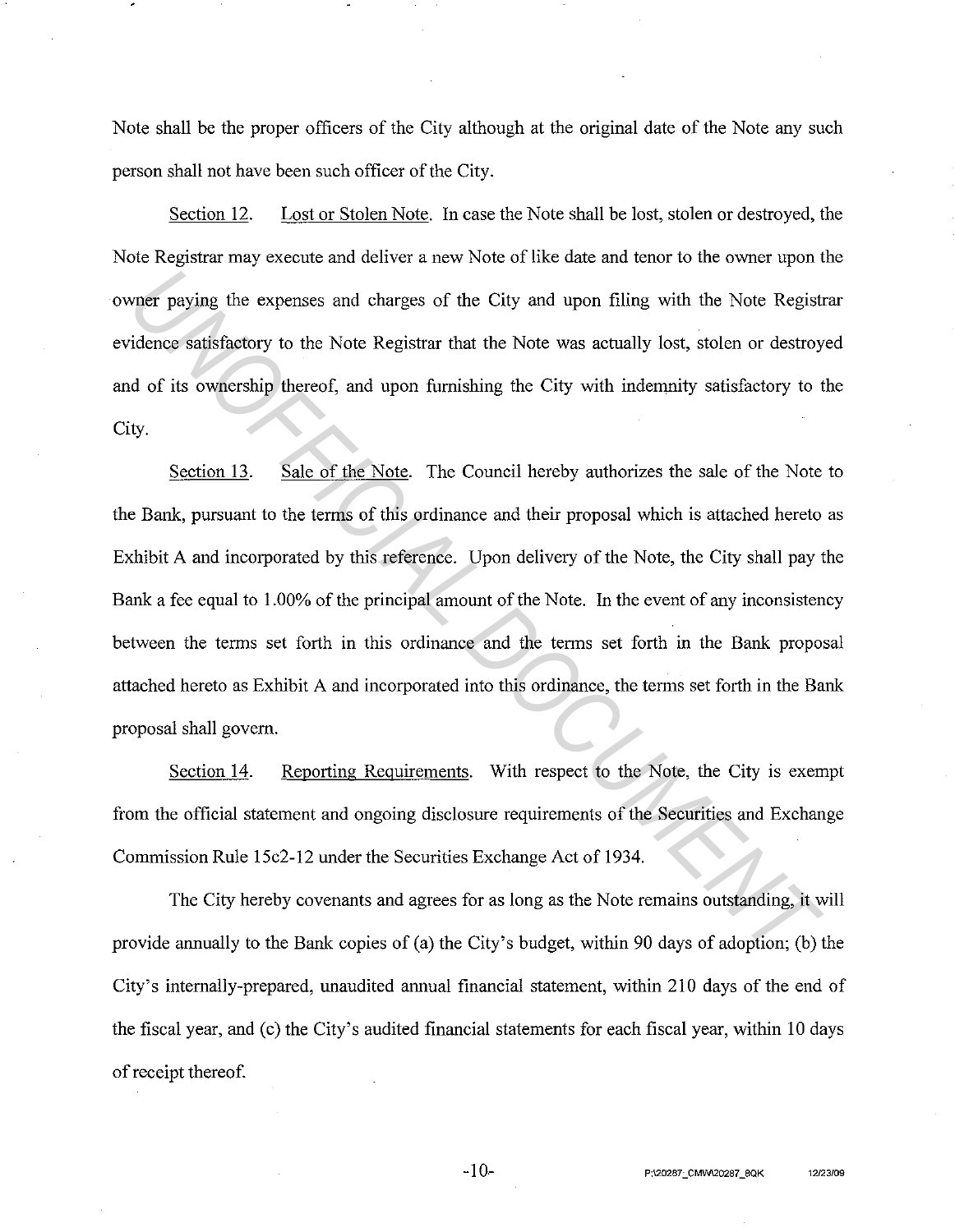Note shall be the proper officers of the City although at the original date of the Note any such person shall not have been such officer of the City.

Section 12. Lost or Stolen Note. In case the Note shall be lost, stolen or destroyed, the Note Registrar may execute and deliver a new Note of like date and tenor to the owner upon the owner paying the expenses and charges of the City and upon filing with the Note Registrar evidence satisfactory to the Note Registrar that the Note was actually lost, stolen or destroyed and of its ownership thereof, and upon furnishing the City with indemnity satisfactory to the City.

Section 13. Sale of the Note. The Council hereby authorizes the sale of the Note to the Bank, pursuant to the terms of this ordinance and their proposal which is attached hereto as Exhibit A and incorporated by this reference. Upon delivery of the Note, the City shall pay the Bank a fee equal to 1.00% of the principal amount of the Note. In the event of any inconsistency between the terms set forth in this ordinance and the terms set forth in the Bank proposal attached hereto as Exhibit A and incorporated into this ordinance, the terms set forth in the Bank proposal shall govern.

Section 14. Reporting Requirements. With respect to the Note, the City is exempt from the official statement and ongoing disclosure requirements of the Securities and Exchange Commission Rule 15c2-12 under the Securities Exchange Act of 1934.

The City hereby covenants and agrees for as long as the Note remains outstanding, it will provide annually to the Bank copies of (a) the City's budget, within 90 days of adoption; (b) the City's internally-prepared, unaudited annual financial statement, within 210 days of the end of the fiscal year, and (c) the City's audited financial statements for each fiscal year, within 10 days of receipt thereof.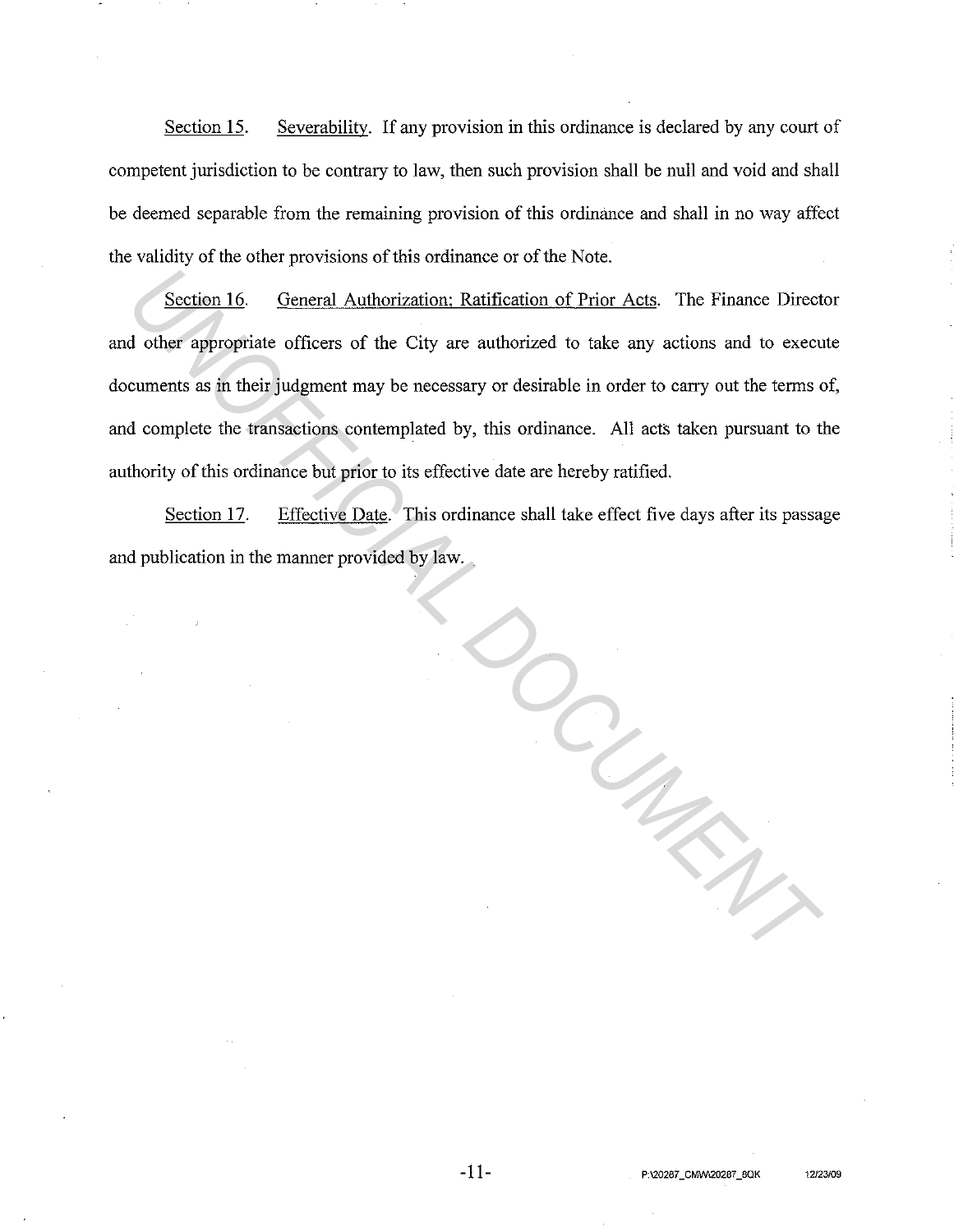Section 15. Severability. If any provision in this ordinance is declared by any court of competent jurisdiction to be contrary to law, then such provision shall be null and void and shall be deemed separable from the remaining provision of this ordinance and shall in no way affect the validity of the other provisions of this ordinance or of the Note.

Section 16. General Authorization; Ratification of Prior Acts. The Finance Director and other appropriate officers of the City are authorized to take any actions and to execute documents as in their judgment may be necessary or desirable in order to carry out the terms of, and complete the transactions contemplated by, this ordinance. All acts taken pursuant to the authority of this ordinance but prior to its effective date are hereby ratified.

Section 17. Effective Date. This ordinance shall take effect five days after its passage and publication in the manner provided by law.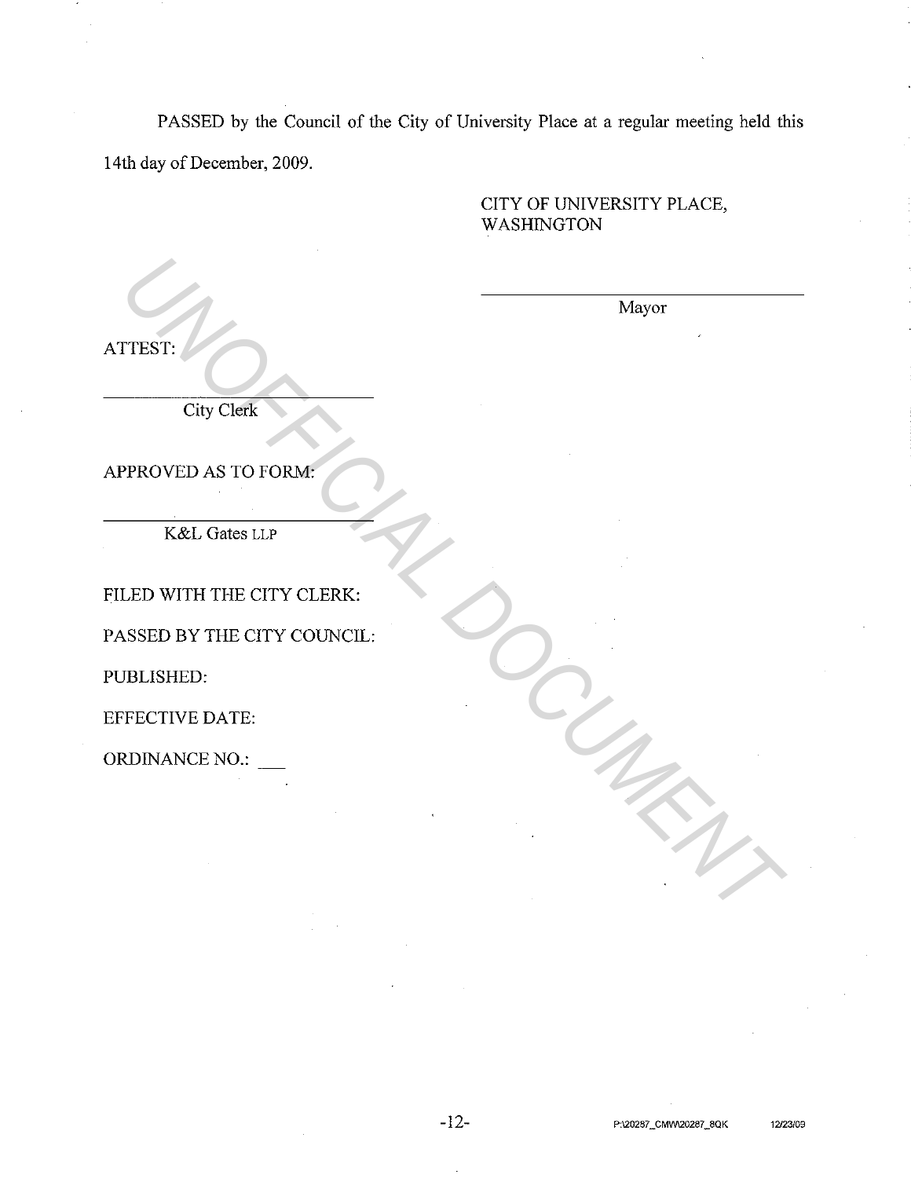PASSED by the Council of the City of University Place at a regular meeting held this 14th day of December, 2009.

CITY OF UNIVERSITY PLACE, WASHINGTON

\_\_\_\_\_\_\_\_\_\_\_\_\_\_\_\_\_\_\_\_\_\_\_\_\_\_\_\_\_\_\_\_\_\_

Mayor

ATTEST:

\_\_\_\_\_\_\_\_\_\_\_\_\_\_\_\_\_\_\_\_\_\_\_\_\_\_\_\_\_\_\_\_\_\_

City Clerk

APPROVED AS TO FORM:

\_\_\_\_\_\_\_\_\_\_\_\_\_\_\_\_\_\_\_\_\_\_\_\_\_\_\_\_\_\_\_\_\_\_

K&L Gates LLP

FILED WITH THE CITY CLERK:

PASSED BY THE CITY COUNCIL:

PUBLISHED:

EFFECTIVE DATE:

ORDINANCE NO.: \_\_\_

UNOFFICIAL DOCUMENT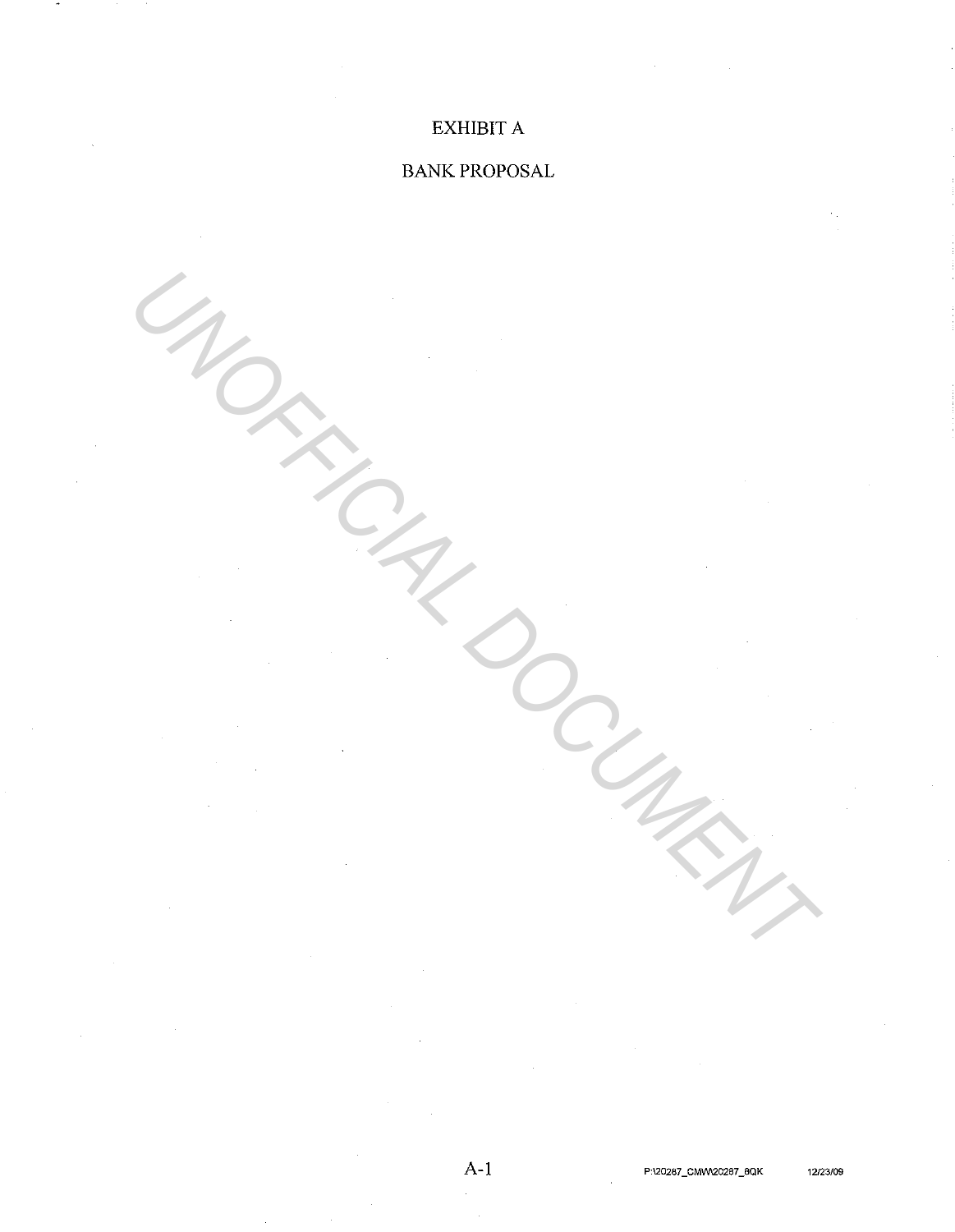EXHIBIT A

BANK PROPOSAL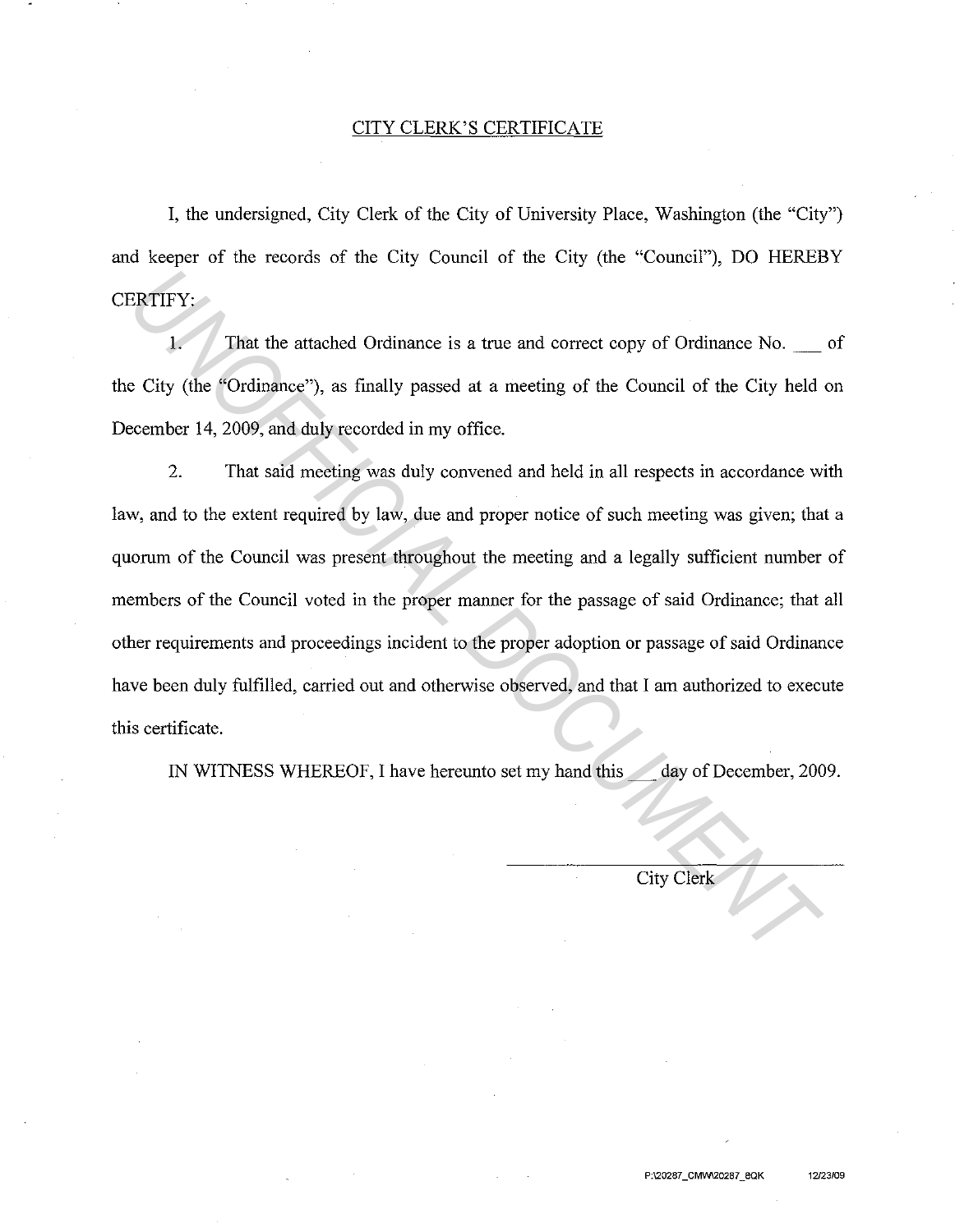## CITY CLERK'S CERTIFICATE

I, the undersigned, City Clerk of the City of University Place, Washington (the "City") and keeper of the records of the City Council of the City (the "Council"), DO HEREBY CERTIFY:

1. That the attached Ordinance is a true and correct copy of Ordinance No. ___ of the City (the "Ordinance"), as finally passed at a meeting of the Council of the City held on December 14, 2009, and duly recorded in my office.

2. That said meeting was duly convened and held in all respects in accordance with law, and to the extent required by law, due and proper notice of such meeting was given; that a quorum of the Council was present throughout the meeting and a legally sufficient number of members of the Council voted in the proper manner for the passage of said Ordinance; that all other requirements and proceedings incident to the proper adoption or passage of said Ordinance have been duly fulfilled, carried out and otherwise observed, and that I am authorized to execute this certificate.

IN WITNESS WHEREOF, I have hereunto set my hand this ___ day of December, 2009.

\_\_\_\_\_\_\_\_\_\_\_\_\_\_\_\_\_\_\_\_\_\_\_\_\_\_\_\_

City Clerk

UNOFFICIAL DOCUMENT

P:\20287_CMW\20287_8QK 12/23/09